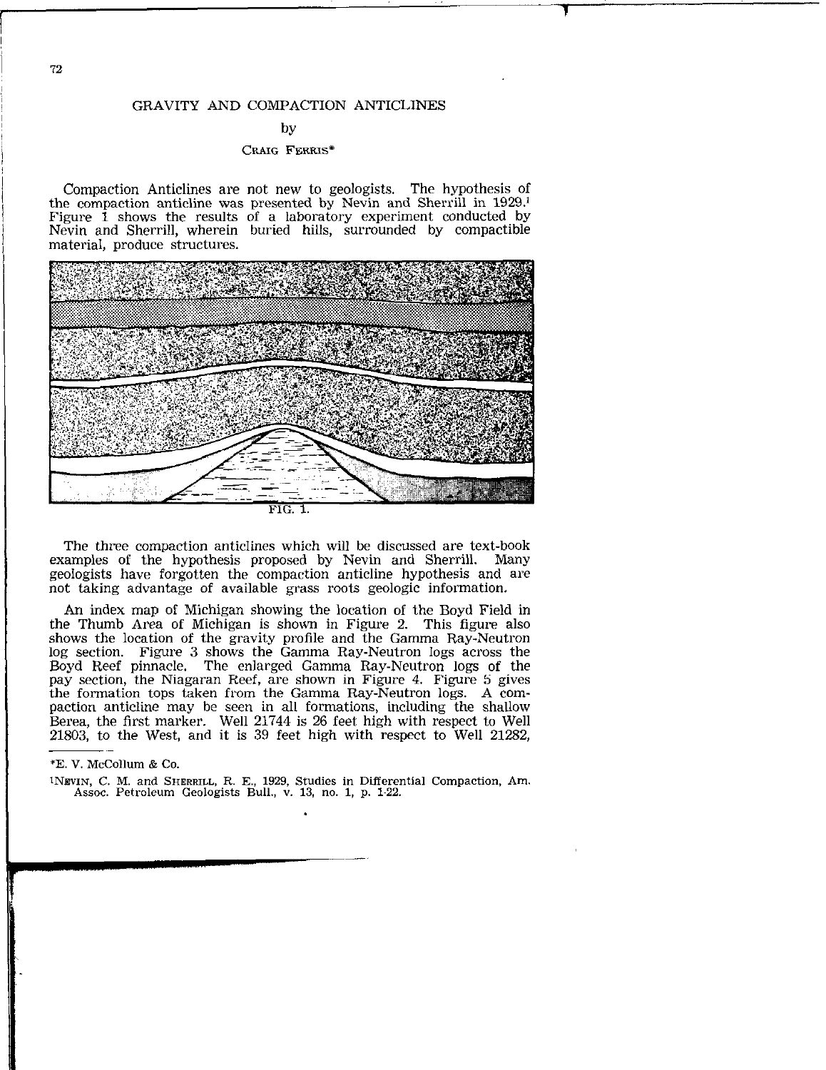# GRAVITY AND COMPACTION ANTICLINES

by

CRAIG FERRIS*

Compaction Anticlines are not new to geologists. The hypothesis of the compaction anticline was presented by Nevin and Sherrill in 1929.[1] Figure 1 shows the results of a laboratory experiment conducted by Nevin and Sherrill, wherein buried hills, surrounded by compactible material, produce structures.

FIG. 1.

The three compaction anticlines which will be discussed are text-book examples of the hypothesis proposed by Nevin and Sherrill. Many geologists have forgotten the compaction anticline hypothesis and are not taking advantage of available grass roots geologic information.

An index map of Michigan showing the location of the Boyd Field in the Thumb Area of Michigan is shown in Figure 2. This figure also shows the location of the gravity profile and the Gamma Ray-Neutron log section. Figure 3 shows the Gamma Ray-Neutron logs across the Boyd Reef pinnacle. The enlarged Gamma Ray-Neutron logs of the pay section, the Niagaran Reef, are shown in Figure 4. Figure 5 gives the formation tops taken from the Gamma Ray-Neutron logs. A compaction anticline may be seen in all formations, including the shallow Berea, the first marker. Well 21744 is 26 feet high with respect to Well 21803, to the West, and it is 39 feet high with respect to Well 21282,

---

*E. V. McCollum & Co.

[1] NEVIN, C. M. and SHERRILL, R. E., 1929, Studies in Differential Compaction, Am. Assoc. Petroleum Geologists Bull., v. 13, no. 1, p. 1-22.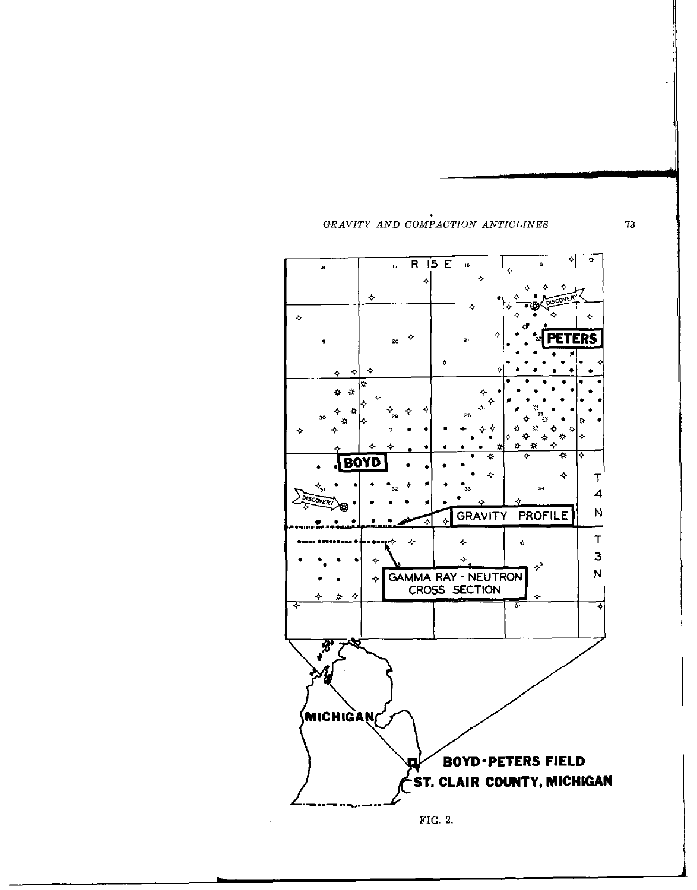FIG. 2.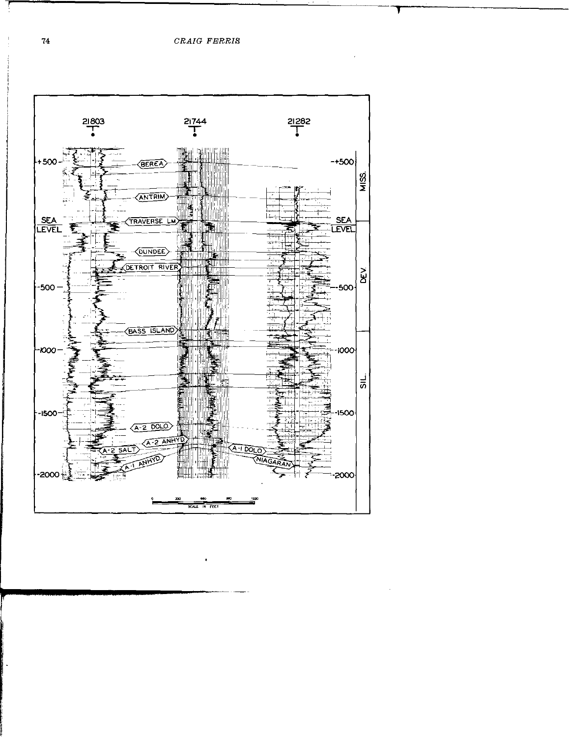21803 21744 21282

+500 — BEREA — +500

MISS.

ANTRIM

SEA LEVEL — TRAVERSE LM — SEA LEVEL

DUNDEE

DETROIT RIVER

DEV.

-500 — -500

BASS ISLAND

-1000 — -1000

SIL.

-1500 — -1500

A-2 DOLO

A-2 ANHYD

A-2 SALT

A-1 DOLO

A-1 ANHYD

NIAGARAN

-2000 — -2000

0 330 660 990 1320

SCALE IN FEET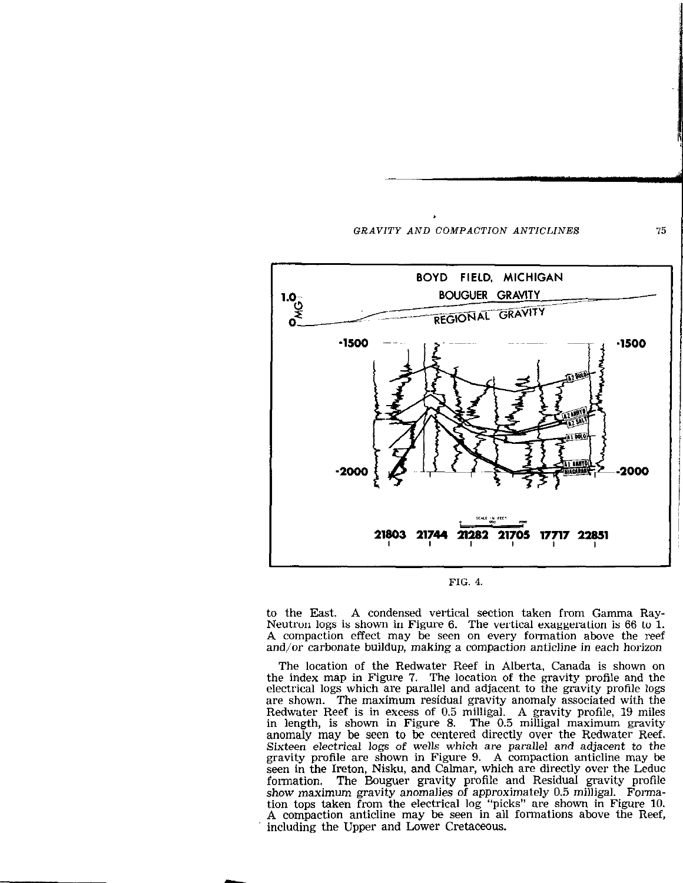FIG. 4.

to the East. A condensed vertical section taken from Gamma Ray-Neutron logs is shown in Figure 6. The vertical exaggeration is 66 to 1. A compaction effect may be seen on every formation above the reef and/or carbonate buildup, making a compaction anticline in each horizon

The location of the Redwater Reef in Alberta, Canada is shown on the index map in Figure 7. The location of the gravity profile and the electrical logs which are parallel and adjacent to the gravity profile logs are shown. The maximum residual gravity anomaly associated with the Redwater Reef is in excess of 0.5 milligal. A gravity profile, 19 miles in length, is shown in Figure 8. The 0.5 milligal maximum gravity anomaly may be seen to be centered directly over the Redwater Reef. Sixteen electrical logs of wells which are parallel and adjacent to the gravity profile are shown in Figure 9. A compaction anticline may be seen in the Ireton, Nisku, and Calmar, which are directly over the Leduc formation. The Bouguer gravity profile and Residual gravity profile show maximum gravity anomalies of approximately 0.5 milligal. Formation tops taken from the electrical log "picks" are shown in Figure 10. A compaction anticline may be seen in all formations above the Reef, including the Upper and Lower Cretaceous.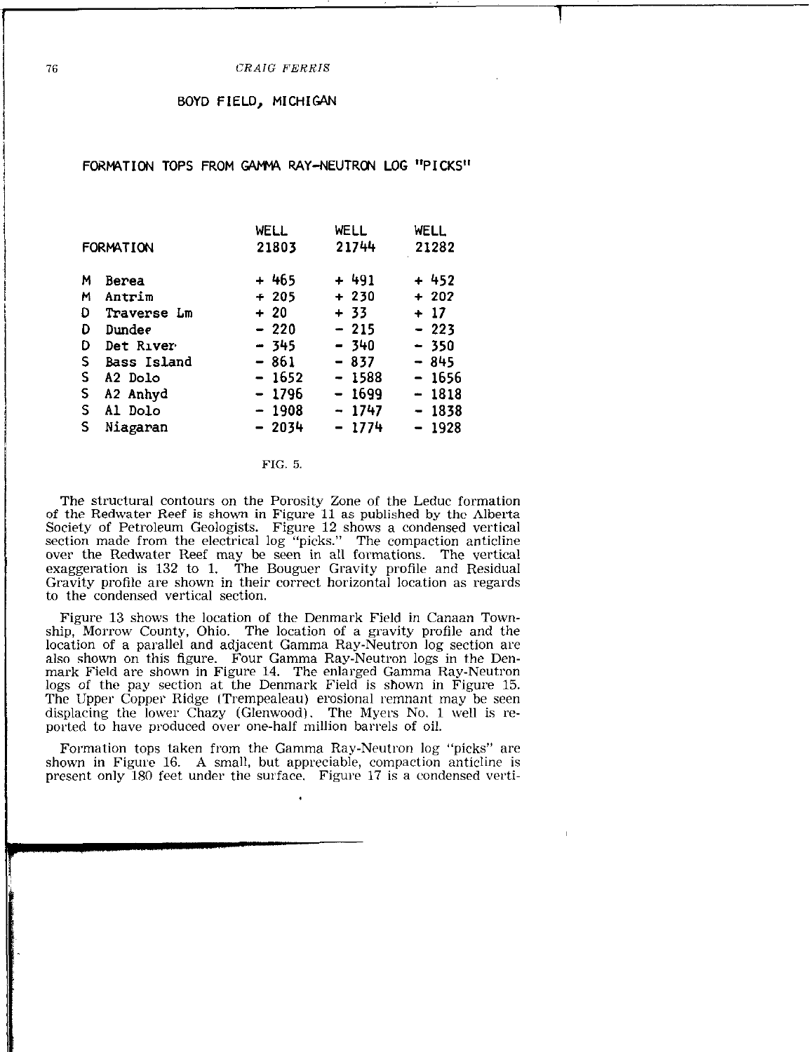## BOYD FIELD, MICHIGAN

### FORMATION TOPS FROM GAMMA RAY-NEUTRON LOG "PICKS"

| | FORMATION | WELL 21803 | WELL 21744 | WELL 21282 |
|---|---|---|---|---|
| M | Berea | + 465 | + 491 | + 452 |
| M | Antrim | + 205 | + 230 | + 202 |
| D | Traverse Lm | + 20 | + 33 | + 17 |
| D | Dundee | - 220 | - 215 | - 223 |
| D | Det River | - 345 | - 340 | - 350 |
| S | Bass Island | - 861 | - 837 | - 845 |
| S | A2 Dolo | - 1652 | - 1588 | - 1656 |
| S | A2 Anhyd | - 1796 | - 1699 | - 1818 |
| S | A1 Dolo | - 1908 | - 1747 | - 1838 |
| S | Niagaran | - 2034 | - 1774 | - 1928 |

FIG. 5.

The structural contours on the Porosity Zone of the Leduc formation of the Redwater Reef is shown in Figure 11 as published by the Alberta Society of Petroleum Geologists. Figure 12 shows a condensed vertical section made from the electrical log "picks." The compaction anticline over the Redwater Reef may be seen in all formations. The vertical exaggeration is 132 to 1. The Bouguer Gravity profile and Residual Gravity profile are shown in their correct horizontal location as regards to the condensed vertical section.

Figure 13 shows the location of the Denmark Field in Canaan Township, Morrow County, Ohio. The location of a gravity profile and the location of a parallel and adjacent Gamma Ray-Neutron log section are also shown on this figure. Four Gamma Ray-Neutron logs in the Denmark Field are shown in Figure 14. The enlarged Gamma Ray-Neutron logs of the pay section at the Denmark Field is shown in Figure 15. The Upper Copper Ridge (Trempealeau) erosional remnant may be seen displacing the lower Chazy (Glenwood). The Myers No. 1 well is reported to have produced over one-half million barrels of oil.

Formation tops taken from the Gamma Ray-Neutron log "picks" are shown in Figure 16. A small, but appreciable, compaction anticline is present only 180 feet under the surface. Figure 17 is a condensed verti-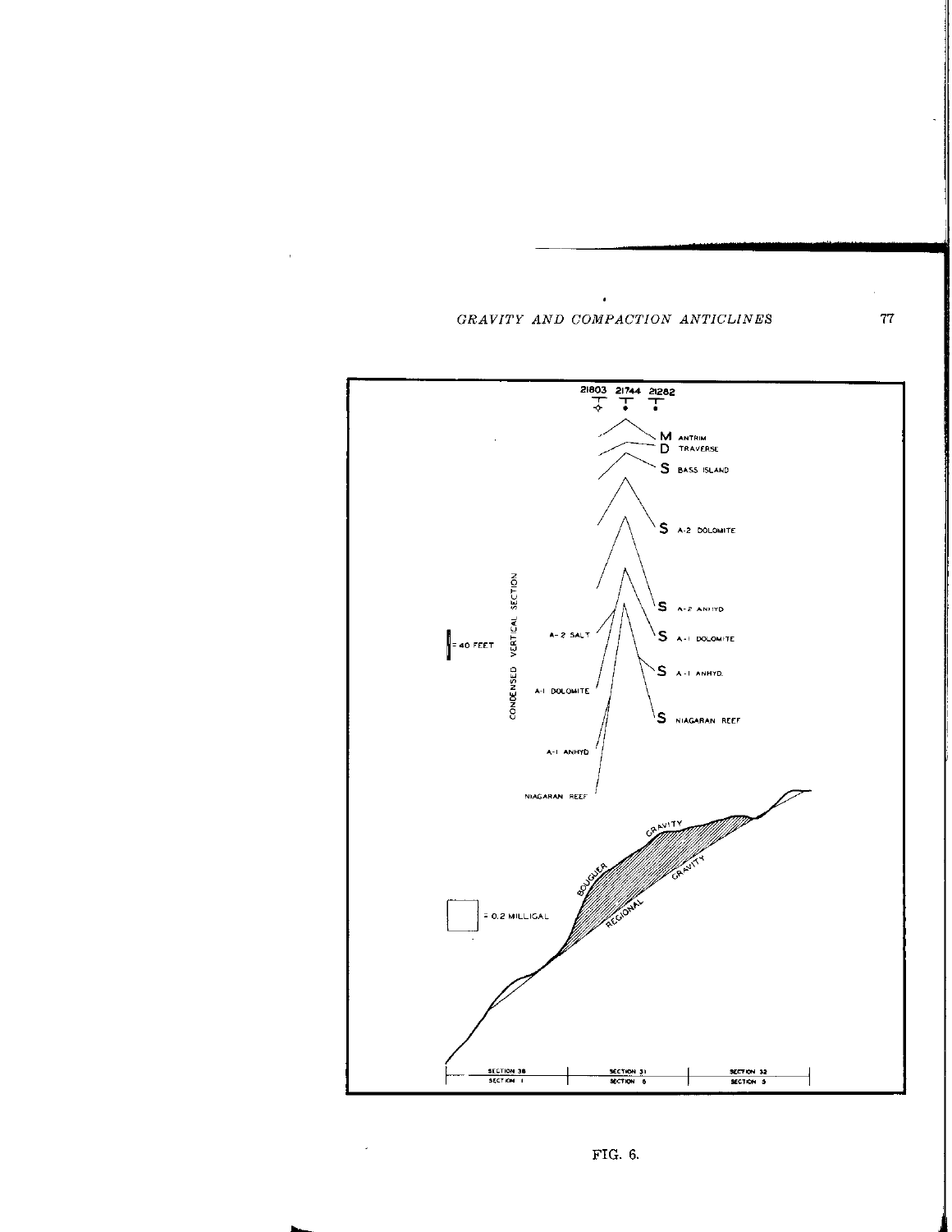FIG. 6.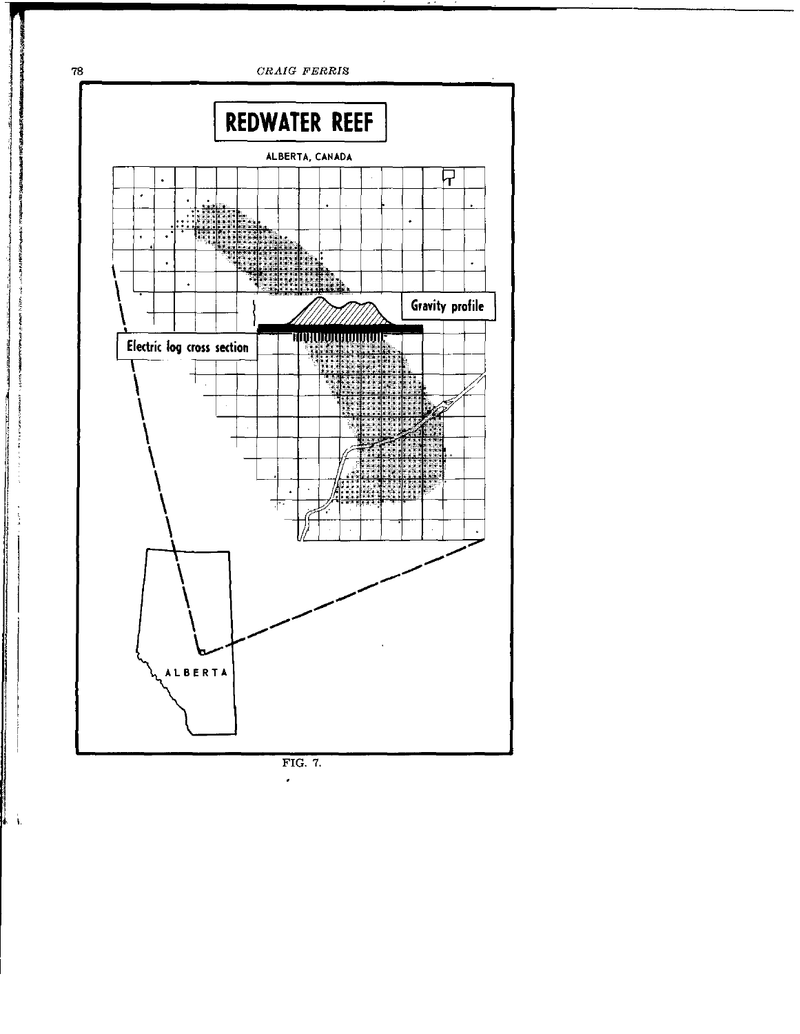# REDWATER REEF

ALBERTA, CANADA

Gravity profile

Electric log cross section

ALBERTA

FIG. 7.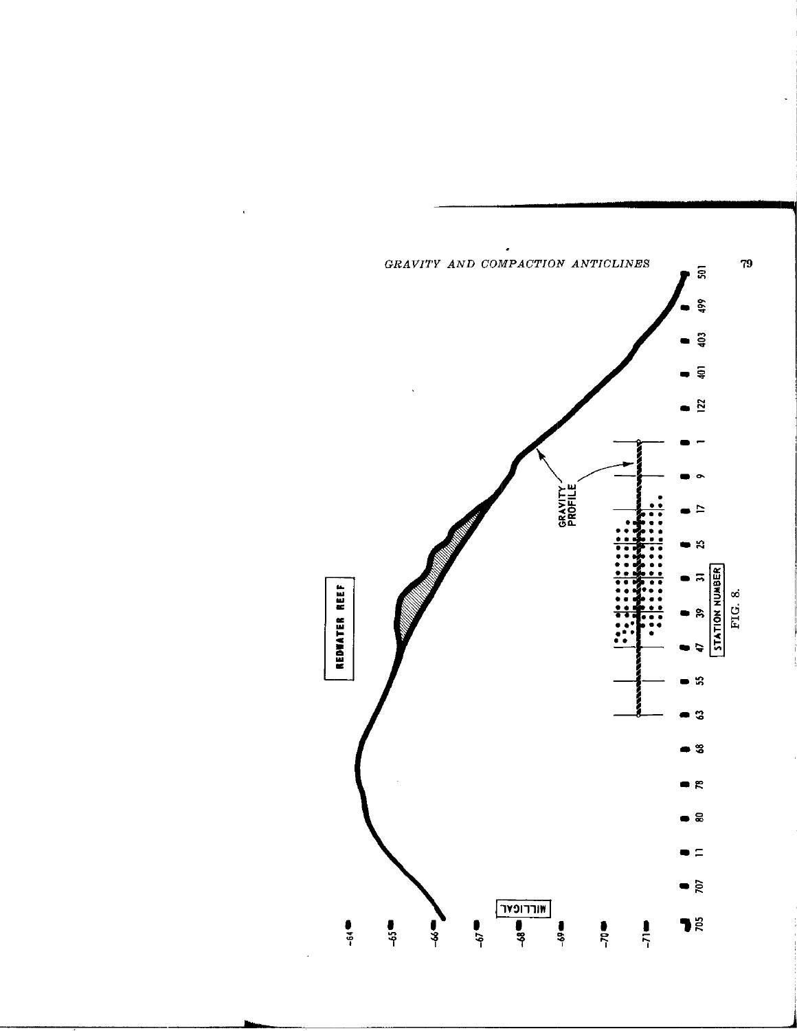REDWATER REEF

GRAVITY PROFILE

MILLIGAL

-64
-65
-66
-67
-68
-69
-70
-71

STATION NUMBER

705 707 11 80 78 68 63 55 47 39 31 25 17 9 1 122 401 403 499 501

FIG. 8.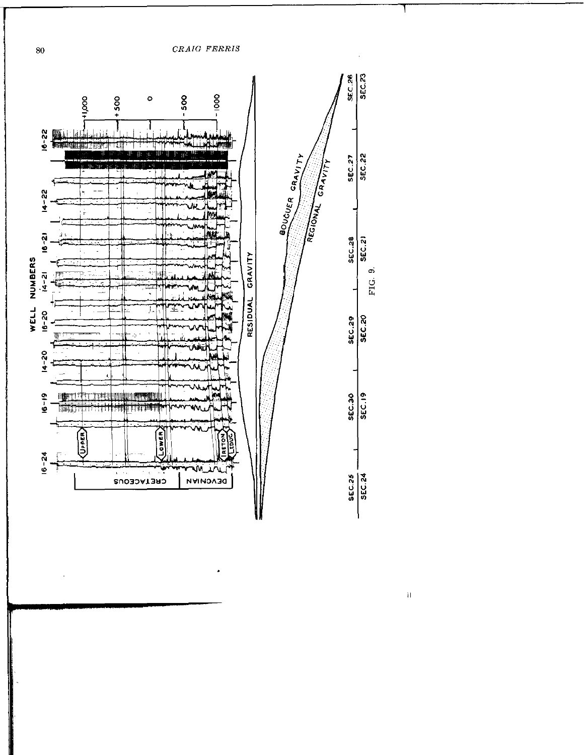FIG. 9.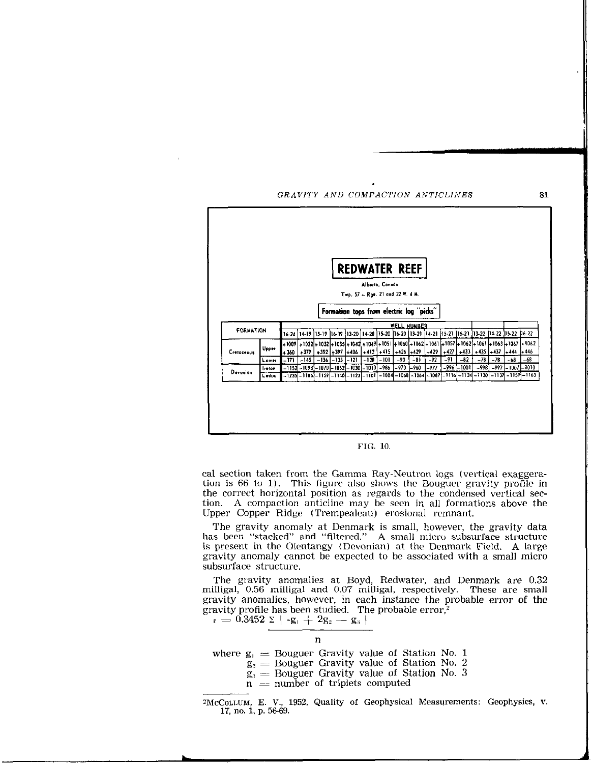**REDWATER REEF**

Alberto, Canada

Twp. 57 – Rge. 21 and 22 W. 4 M.

**Formation tops from electric log "picks"**

| FORMATION | | WELL NUMBER | | | | | | | | | | | | | | | |
|---|---|---|---|---|---|---|---|---|---|---|---|---|---|---|---|---|---|
| | | 16-24 | 14-19 | 15-19 | 16-19 | 13-20 | 14-20 | 15-20 | 16-20 | 13-21 | 14-21 | 15-21 | 16-21 | 13-22 | 14-22 | 15-22 | 16-22 |
| Cretaceous | Upper | +1009 | +1022 | +1032 | +1035 | +1042 | +1049 | +1051 | +1060 | +1062 | +1061 | +1057 | +1062 | +1061 | +1063 | +1067 | +1062 |
| | | +360 | +379 | +392 | +397 | +406 | +412 | +415 | +426 | +429 | +429 | +427 | +433 | +435 | +437 | +444 | +446 |
| | Lower | −171 | −145 | −136 | −133 | −121 | −120 | −101 | −90 | −81 | −92 | −91 | −82 | −78 | −78 | −68 | −68 |
| Devonian | Ireton | −1152 | −1098 | −1070 | −1052 | −1030 | −1010 | −986 | −970 | −960 | −977 | −996 | −1001 | −998 | −997 | −1007 | −1010 |
| | Leduc | −1235 | −1186 | −1159 | −1140 | −1123 | −1101 | −1084 | −1068 | −1064 | −1087 | −1116 | −1124 | −1130 | −1137 | −1159 | −1163 |

FIG. 10.

cal section taken from the Gamma Ray-Neutron logs (vertical exaggeration is 66 to 1). This figure also shows the Bouguer gravity profile in the correct horizontal position as regards to the condensed vertical section. A compaction anticline may be seen in all formations above the Upper Copper Ridge (Trempealeau) erosional remnant.

The gravity anomaly at Denmark is small, however, the gravity data has been "stacked" and "filtered." A small micro subsurface structure is present in the Olentangy (Devonian) at the Denmark Field. A large gravity anomaly cannot be expected to be associated with a small micro subsurface structure.

The gravity anomalies at Boyd, Redwater, and Denmark are 0.32 milligal, 0.56 milligal and 0.07 milligal, respectively. These are small gravity anomalies, however, in each instance the probable error of the gravity profile has been studied. The probable error,[2]

$$\epsilon = \frac{0.3452 \, \Sigma \, | -g_1 + 2g_2 - g_3 |}{n}$$

where $g_1$ = Bouguer Gravity value of Station No. 1
$g_2$ = Bouguer Gravity value of Station No. 2
$g_3$ = Bouguer Gravity value of Station No. 3
$n$ = number of triplets computed

[2]McCollum, E. V., 1952, Quality of Geophysical Measurements: Geophysics, v. 17, no. 1, p. 56-69.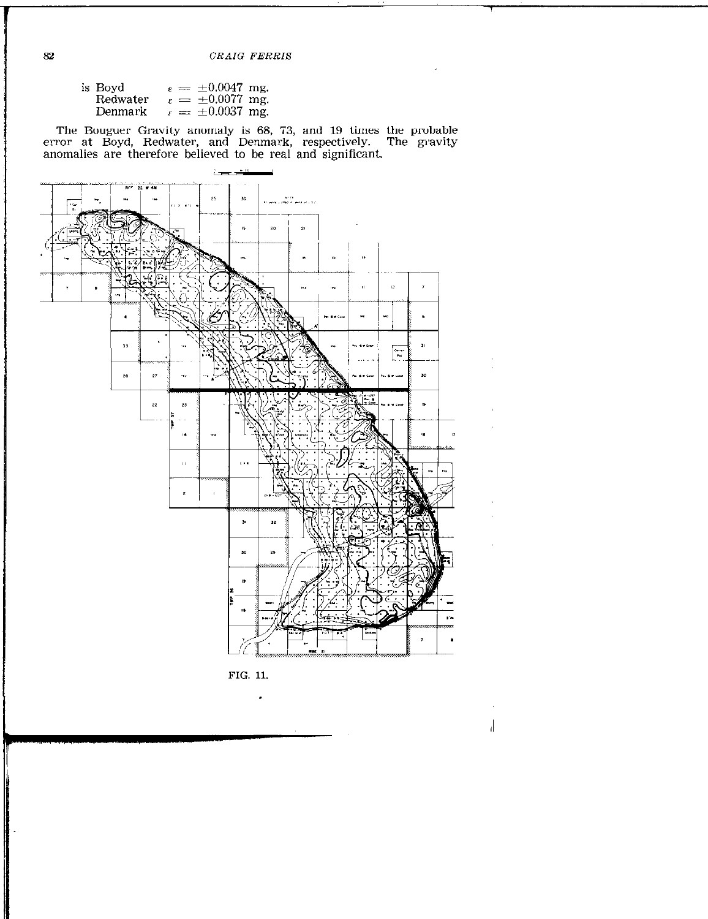is Boyd $\varepsilon = \pm 0.0047$ mg.
Redwater $\varepsilon = \pm 0.0077$ mg.
Denmark $\varepsilon = \pm 0.0037$ mg.

The Bouguer Gravity anomaly is 68, 73, and 19 times the probable error at Boyd, Redwater, and Denmark, respectively. The gravity anomalies are therefore believed to be real and significant.

FIG. 11.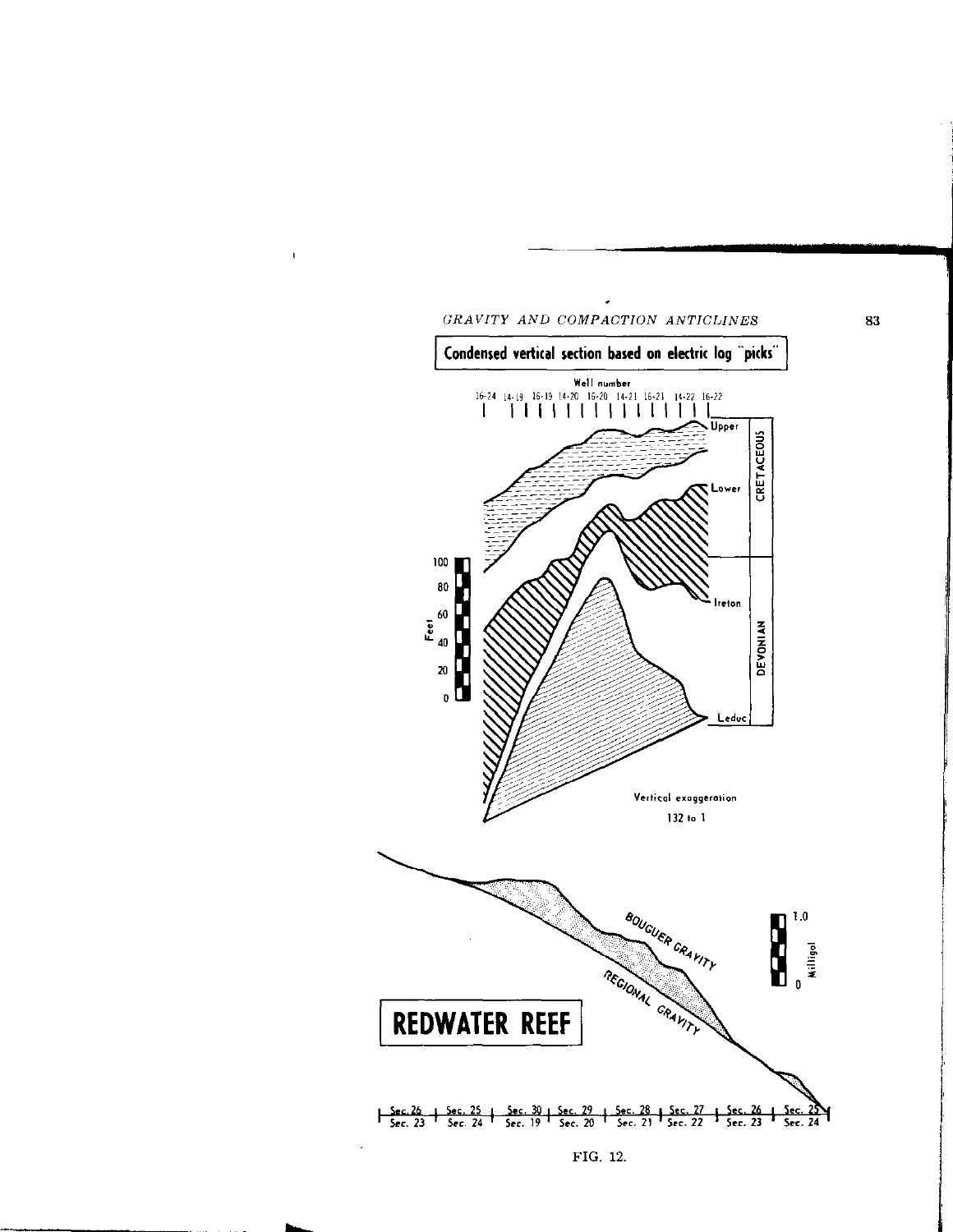Condensed vertical section based on electric log "picks"

Well number

16-24 14-19 16-19 14-20 16-20 14-21 16-21 14-22 16-22

Upper

Lower

Ireton

Leduc

CRETACEOUS

DEVONIAN

Feet

100

80

60

40

20

0

Vertical exaggeration

132 to 1

BOUGUER GRAVITY

REGIONAL GRAVITY

1.0

0

Milligal

REDWATER REEF

Sec. 26 | Sec. 25 | Sec. 30 | Sec. 29 | Sec. 28 | Sec. 27 | Sec. 26 | Sec. 25

Sec. 23 | Sec. 24 | Sec. 19 | Sec. 20 | Sec. 21 | Sec. 22 | Sec. 23 | Sec. 24

FIG. 12.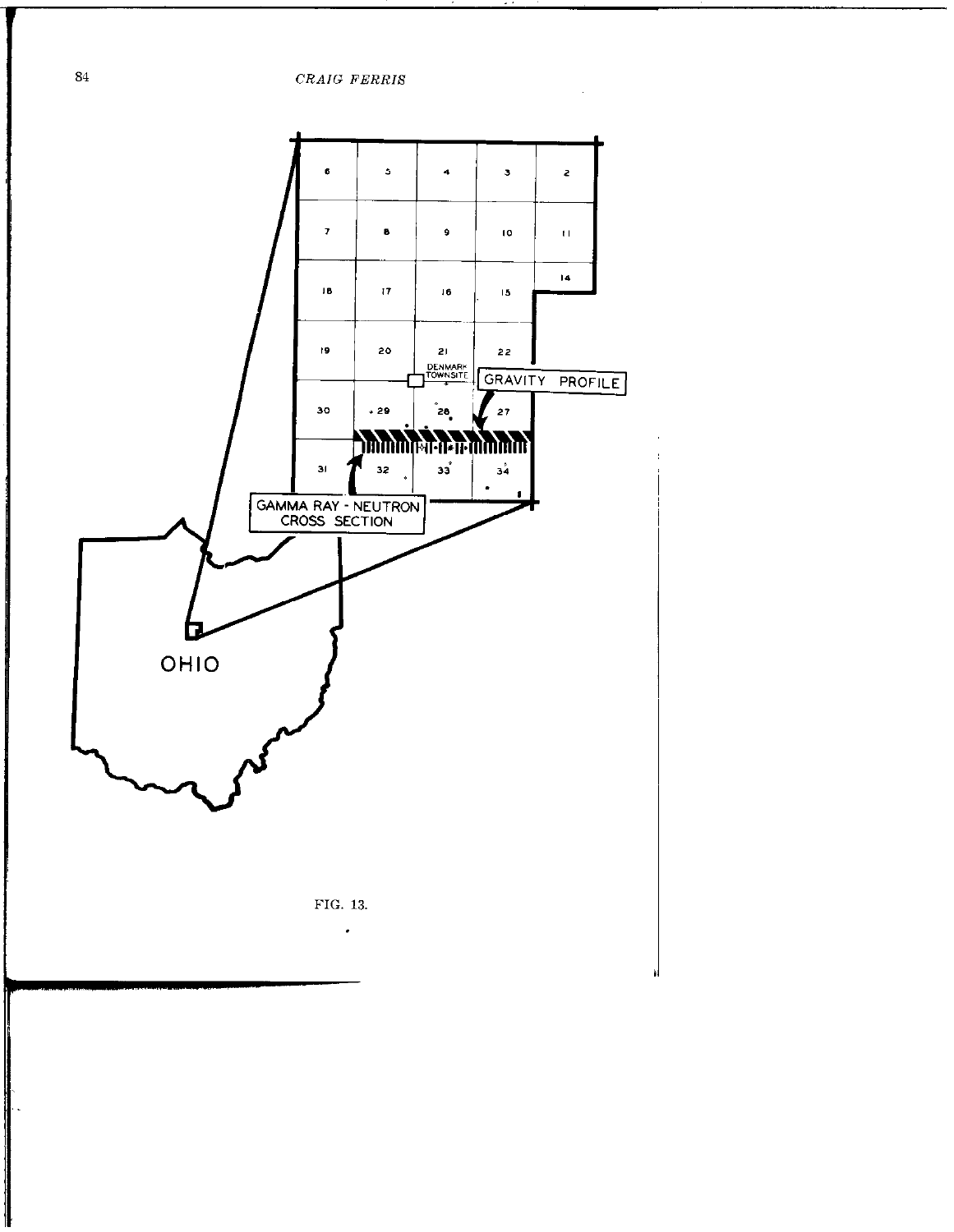FIG. 13.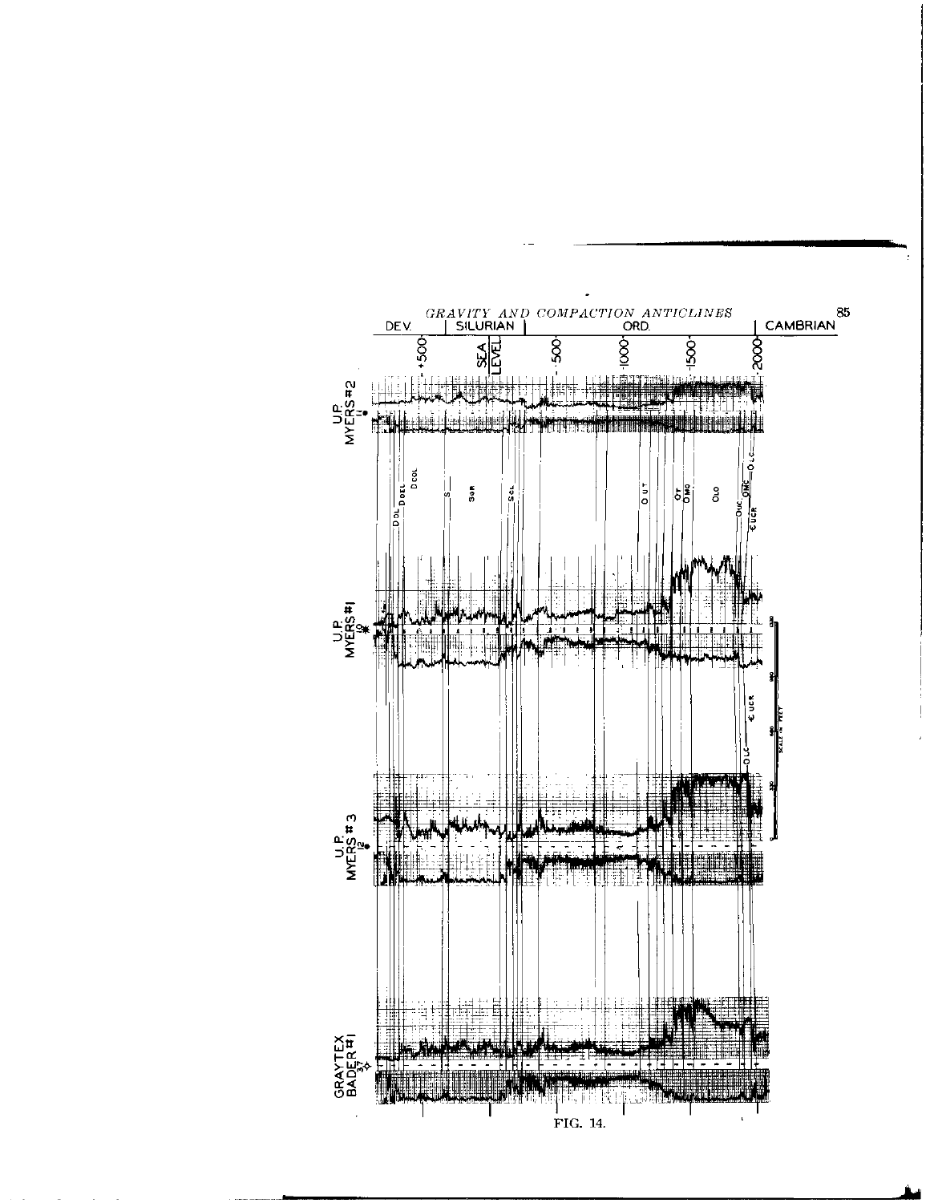FIG. 14.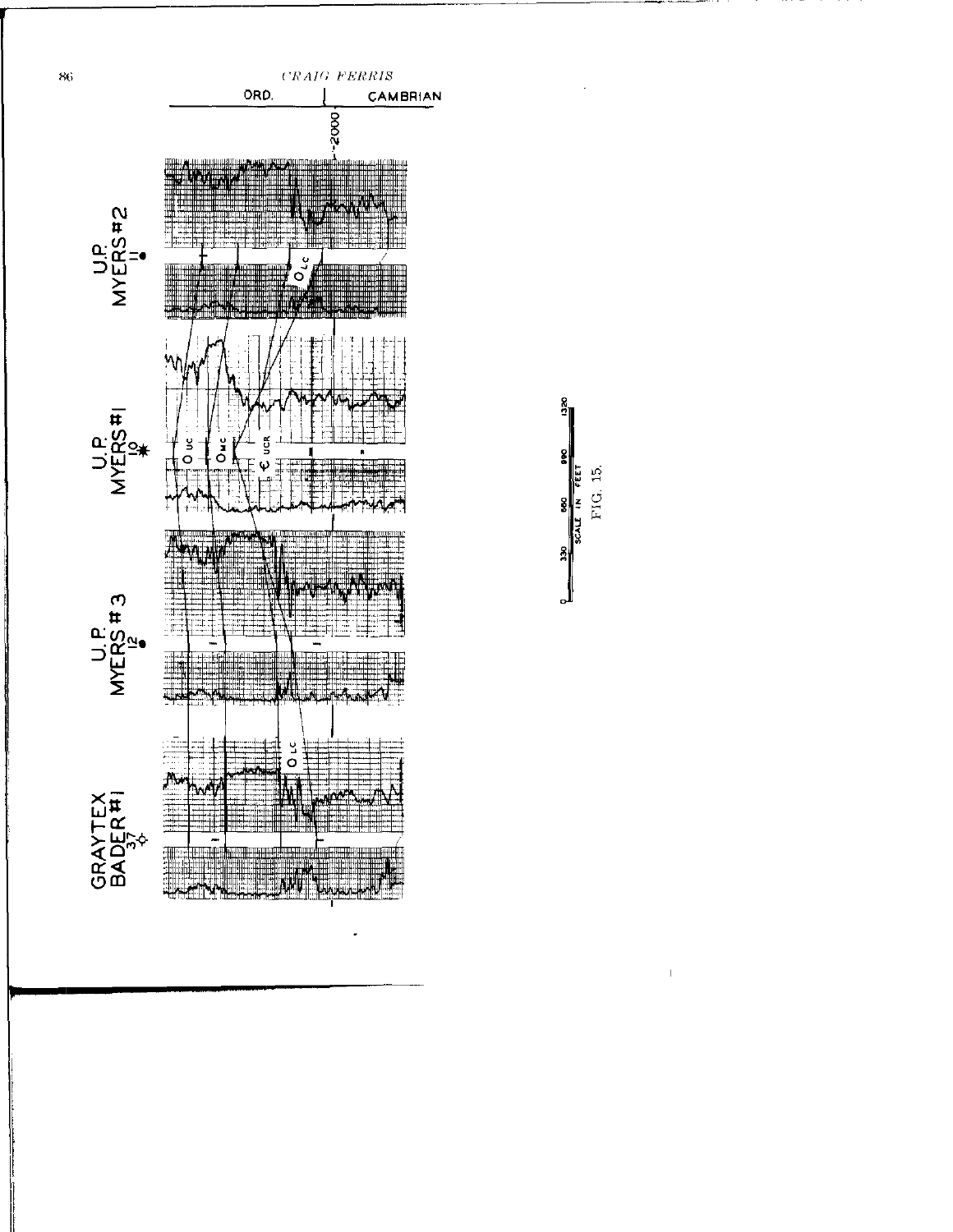FIG. 15.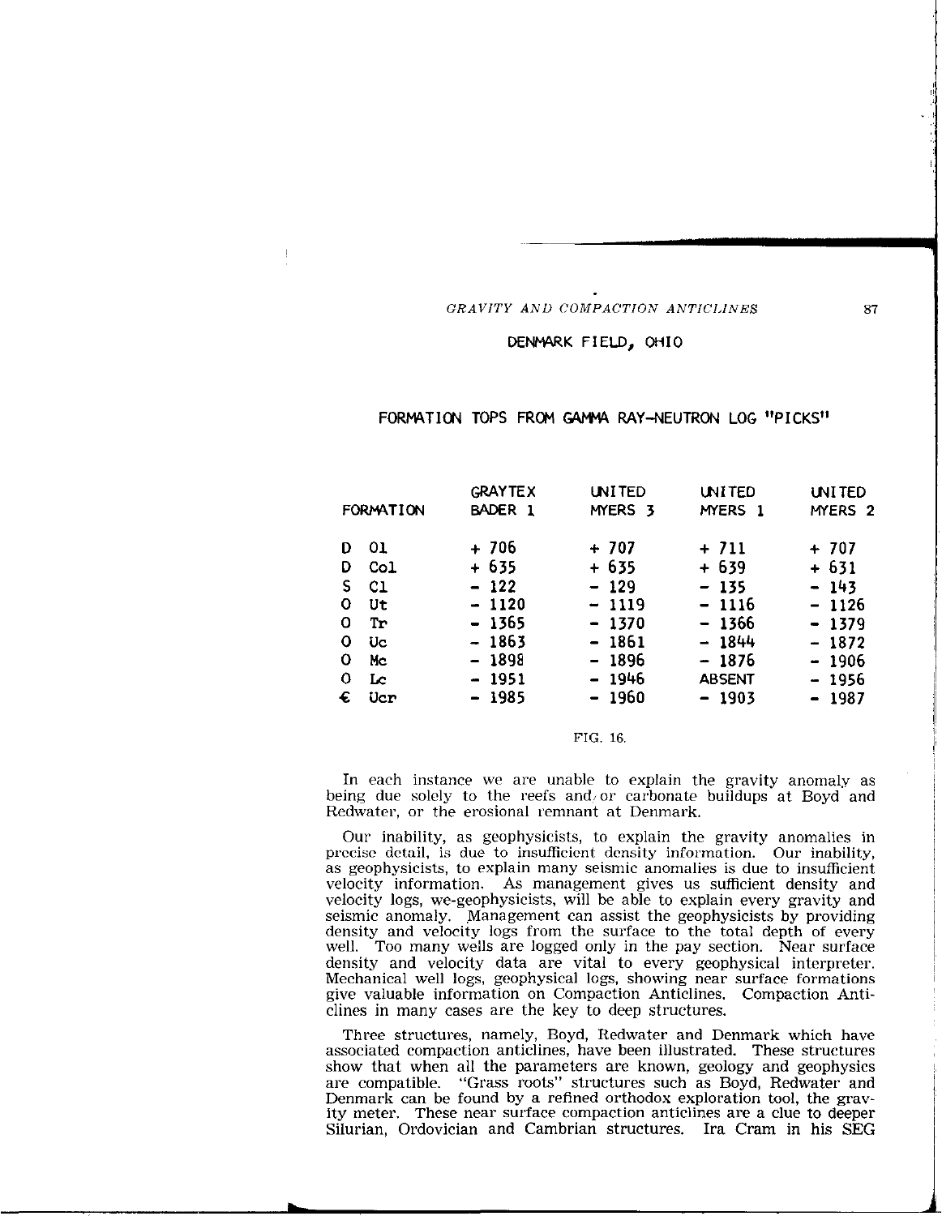## DENMARK FIELD, OHIO

### FORMATION TOPS FROM GAMMA RAY-NEUTRON LOG "PICKS"

| FORMATION | GRAYTEX BADER 1 | UNITED MYERS 3 | UNITED MYERS 1 | UNITED MYERS 2 |
|---|---|---|---|---|
| D Ol | + 706 | + 707 | + 711 | + 707 |
| D Col | + 635 | + 635 | + 639 | + 631 |
| S Cl | - 122 | - 129 | - 135 | - 143 |
| O Ut | - 1120 | - 1119 | - 1116 | - 1126 |
| O Tr | - 1365 | - 1370 | - 1366 | - 1379 |
| O Uc | - 1863 | - 1861 | - 1844 | - 1872 |
| O Mc | - 1898 | - 1896 | - 1876 | - 1906 |
| O Lc | - 1951 | - 1946 | ABSENT | - 1956 |
| € Ucr | - 1985 | - 1960 | - 1903 | - 1987 |

FIG. 16.

In each instance we are unable to explain the gravity anomaly as being due solely to the reefs and/or carbonate buildups at Boyd and Redwater, or the erosional remnant at Denmark.

Our inability, as geophysicists, to explain the gravity anomalies in precise detail, is due to insufficient density information. Our inability, as geophysicists, to explain many seismic anomalies is due to insufficient velocity information. As management gives us sufficient density and velocity logs, we-geophysicists, will be able to explain every gravity and seismic anomaly. Management can assist the geophysicists by providing density and velocity logs from the surface to the total depth of every well. Too many wells are logged only in the pay section. Near surface density and velocity data are vital to every geophysical interpreter. Mechanical well logs, geophysical logs, showing near surface formations give valuable information on Compaction Anticlines. Compaction Anticlines in many cases are the key to deep structures.

Three structures, namely, Boyd, Redwater and Denmark which have associated compaction anticlines, have been illustrated. These structures show that when all the parameters are known, geology and geophysics are compatible. "Grass roots" structures such as Boyd, Redwater and Denmark can be found by a refined orthodox exploration tool, the gravity meter. These near surface compaction anticlines are a clue to deeper Silurian, Ordovician and Cambrian structures. Ira Cram in his SEG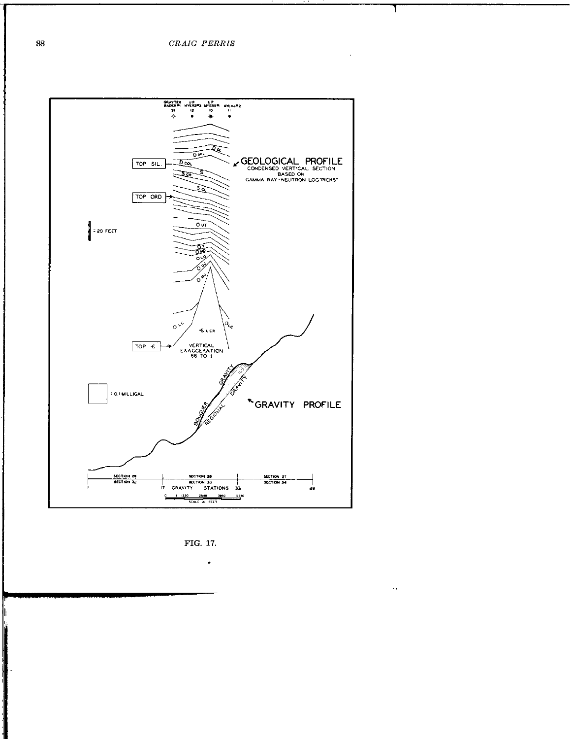FIG. 17.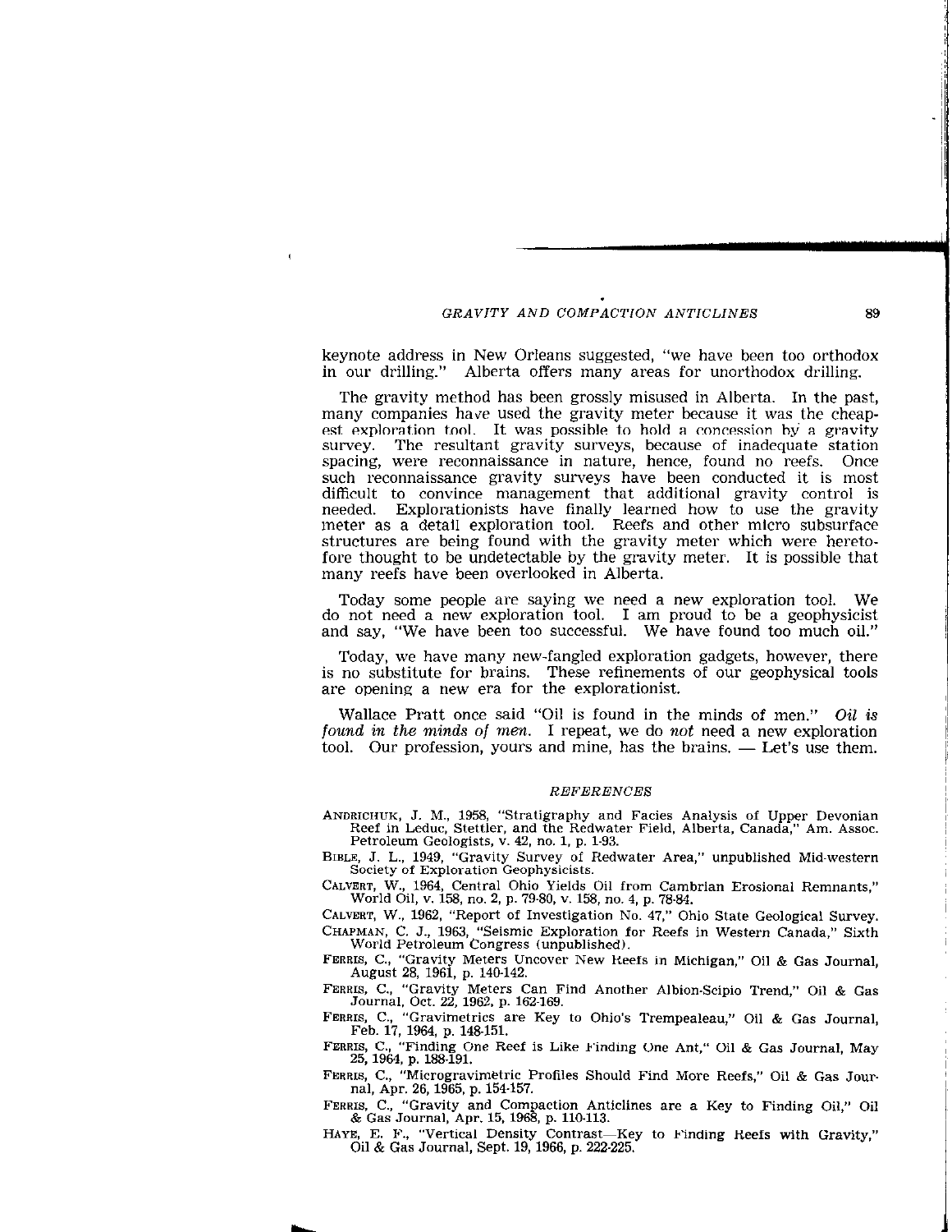keynote address in New Orleans suggested, "we have been too orthodox in our drilling." Alberta offers many areas for unorthodox drilling.

The gravity method has been grossly misused in Alberta. In the past, many companies have used the gravity meter because it was the cheapest exploration tool. It was possible to hold a concession by a gravity survey. The resultant gravity surveys, because of inadequate station spacing, were reconnaissance in nature, hence, found no reefs. Once such reconnaissance gravity surveys have been conducted it is most difficult to convince management that additional gravity control is needed. Explorationists have finally learned how to use the gravity meter as a detail exploration tool. Reefs and other micro subsurface structures are being found with the gravity meter which were heretofore thought to be undetectable by the gravity meter. It is possible that many reefs have been overlooked in Alberta.

Today some people are saying we need a new exploration tool. We do not need a new exploration tool. I am proud to be a geophysicist and say, "We have been too successful. We have found too much oil."

Today, we have many new-fangled exploration gadgets, however, there is no substitute for brains. These refinements of our geophysical tools are opening a new era for the explorationist.

Wallace Pratt once said "Oil is found in the minds of men." *Oil is found in the minds of men.* I repeat, we do *not* need a new exploration tool. Our profession, yours and mine, has the brains. — Let's use them.

## *REFERENCES*

ANDRICHUK, J. M., 1958, "Stratigraphy and Facies Analysis of Upper Devonian Reef in Leduc, Stettler, and the Redwater Field, Alberta, Canada," Am. Assoc. Petroleum Geologists, v. 42, no. 1, p. 1-93.

BIBLE, J. L., 1949, "Gravity Survey of Redwater Area," unpublished Mid-western Society of Exploration Geophysicists.

CALVERT, W., 1964, Central Ohio Yields Oil from Cambrian Erosional Remnants," World Oil, v. 158, no. 2, p. 79-80, v. 158, no. 4, p. 78-84.

CALVERT, W., 1962, "Report of Investigation No. 47," Ohio State Geological Survey.

CHAPMAN, C. J., 1963, "Seismic Exploration for Reefs in Western Canada," Sixth World Petroleum Congress (unpublished).

FERRIS, C., "Gravity Meters Uncover New Reefs in Michigan," Oil & Gas Journal, August 28, 1961, p. 140-142.

FERRIS, C., "Gravity Meters Can Find Another Albion-Scipio Trend," Oil & Gas Journal, Oct. 22, 1962, p. 162-169.

FERRIS, C., "Gravimetrics are Key to Ohio's Trempealeau," Oil & Gas Journal, Feb. 17, 1964, p. 148-151.

FERRIS, C., "Finding One Reef is Like Finding One Ant," Oil & Gas Journal, May 25, 1964, p. 188-191.

FERRIS, C., "Microgravimetric Profiles Should Find More Reefs," Oil & Gas Journal, Apr. 26, 1965, p. 154-157.

FERRIS, C., "Gravity and Compaction Anticlines are a Key to Finding Oil," Oil & Gas Journal, Apr. 15, 1968, p. 110-113.

HAYE, E. F., "Vertical Density Contrast—Key to Finding Reefs with Gravity," Oil & Gas Journal, Sept. 19, 1966, p. 222-225.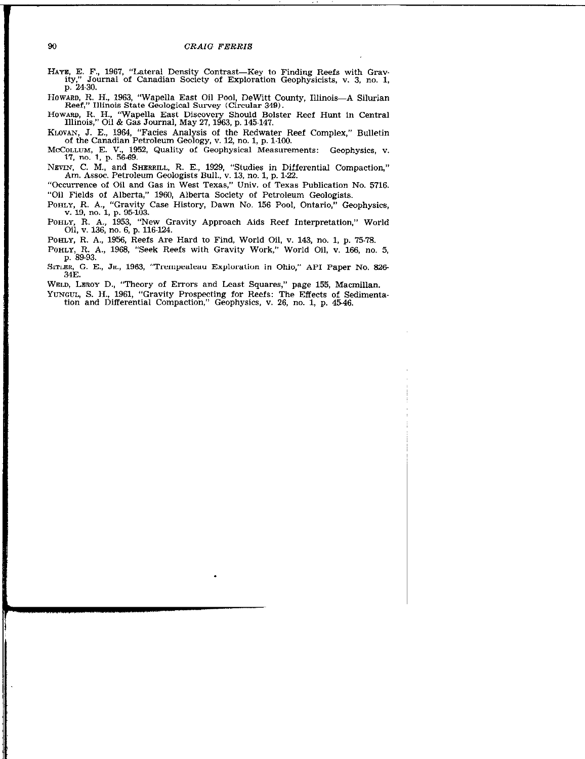HAYE, E. F., 1967, "Lateral Density Contrast—Key to Finding Reefs with Gravity," Journal of Canadian Society of Exploration Geophysicists, v. 3, no. 1, p. 24-30.

HOWARD, R. H., 1963, "Wapella East Oil Pool, DeWitt County, Illinois—A Silurian Reef," Illinois State Geological Survey (Circular 349).

HOWARD, R. H., "Wapella East Discovery Should Bolster Reef Hunt in Central Illinois," Oil & Gas Journal, May 27, 1963, p. 145-147.

KLOVAN, J. E., 1964, "Facies Analysis of the Redwater Reef Complex," Bulletin of the Canadian Petroleum Geology, v. 12, no. 1, p. 1-100.

MCCOLLUM, E. V., 1952, Quality of Geophysical Measurements: Geophysics, v. 17, no. 1, p. 56-69.

NEVIN, C. M., and SHERRILL, R. E., 1929, "Studies in Differential Compaction," Am. Assoc. Petroleum Geologists Bull., v. 13, no. 1, p. 1-22.

"Occurrence of Oil and Gas in West Texas," Univ. of Texas Publication No. 5716.

"Oil Fields of Alberta," 1960, Alberta Society of Petroleum Geologists.

POHLY, R. A., "Gravity Case History, Dawn No. 156 Pool, Ontario," Geophysics, v. 19, no. 1, p. 95-103.

POHLY, R. A., 1953, "New Gravity Approach Aids Reef Interpretation," World Oil, v. 136, no. 6, p. 116-124.

POHLY, R. A., 1956, Reefs Are Hard to Find, World Oil, v. 143, no. 1, p. 75-78.

POHLY, R. A., 1968, "Seek Reefs with Gravity Work," World Oil, v. 166, no. 5, p. 89-93.

SITLER, G. E., JR., 1963, "Trempealeau Exploration in Ohio," API Paper No. 826-34E.

WELD, LEROY D., "Theory of Errors and Least Squares," page 155, Macmillan.

YUNGUL, S. H., 1961, "Gravity Prospecting for Reefs: The Effects of Sedimentation and Differential Compaction," Geophysics, v. 26, no. 1, p. 45-46.